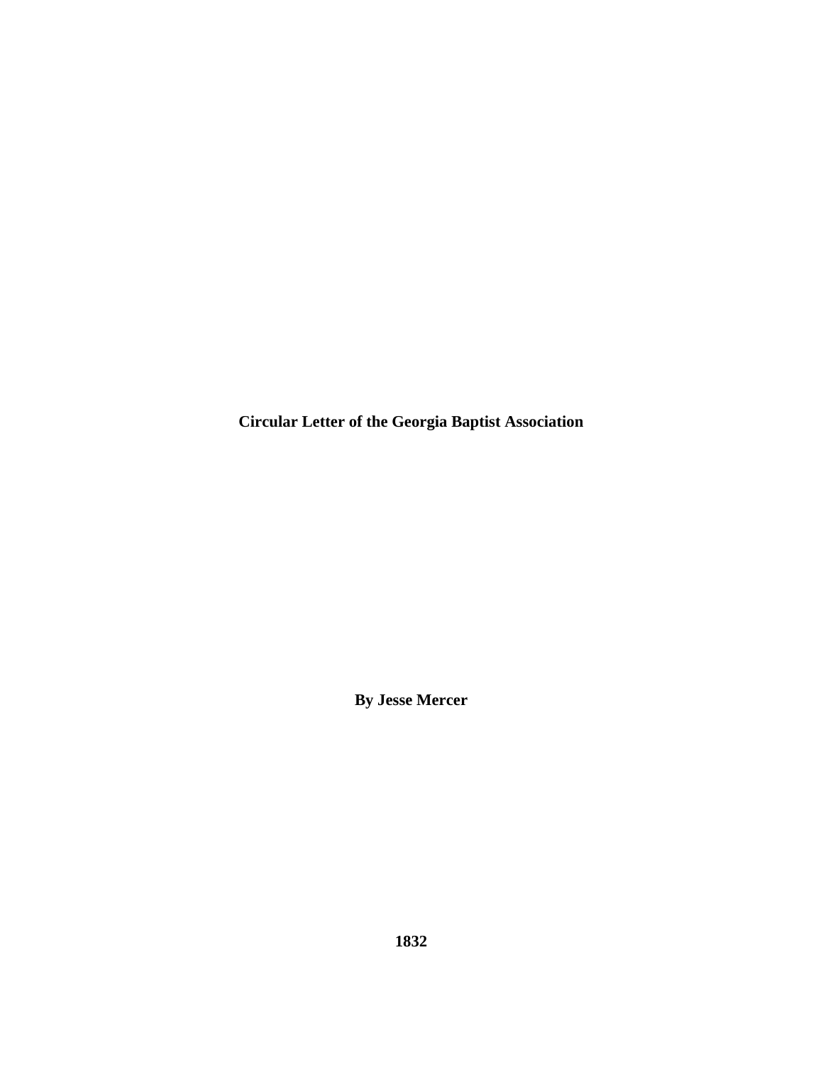# Circular Letter of the Georgia Baptist Association

**By Jesse Mercer**

**1832**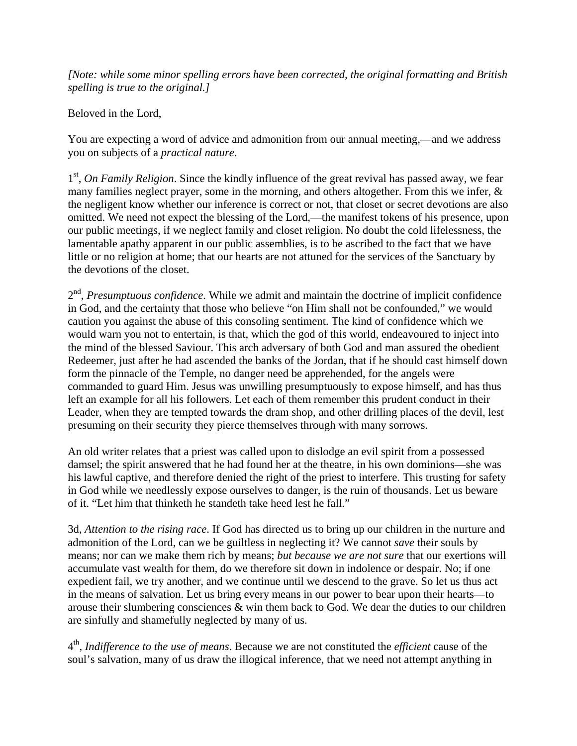*[Note: while some minor spelling errors have been corrected, the original formatting and British spelling is true to the original.]*

Beloved in the Lord,

You are expecting a word of advice and admonition from our annual meeting,—and we address you on subjects of a *practical nature*.

1st, *On Family Religion*. Since the kindly influence of the great revival has passed away, we fear many families neglect prayer, some in the morning, and others altogether. From this we infer, & the negligent know whether our inference is correct or not, that closet or secret devotions are also omitted. We need not expect the blessing of the Lord,—the manifest tokens of his presence, upon our public meetings, if we neglect family and closet religion. No doubt the cold lifelessness, the lamentable apathy apparent in our public assemblies, is to be ascribed to the fact that we have little or no religion at home; that our hearts are not attuned for the services of the Sanctuary by the devotions of the closet.

2nd, *Presumptuous confidence*. While we admit and maintain the doctrine of implicit confidence in God, and the certainty that those who believe "on Him shall not be confounded," we would caution you against the abuse of this consoling sentiment. The kind of confidence which we would warn you not to entertain, is that, which the god of this world, endeavoured to inject into the mind of the blessed Saviour. This arch adversary of both God and man assured the obedient Redeemer, just after he had ascended the banks of the Jordan, that if he should cast himself down form the pinnacle of the Temple, no danger need be apprehended, for the angels were commanded to guard Him. Jesus was unwilling presumptuously to expose himself, and has thus left an example for all his followers. Let each of them remember this prudent conduct in their Leader, when they are tempted towards the dram shop, and other drilling places of the devil, lest presuming on their security they pierce themselves through with many sorrows.

An old writer relates that a priest was called upon to dislodge an evil spirit from a possessed damsel; the spirit answered that he had found her at the theatre, in his own dominions—she was his lawful captive, and therefore denied the right of the priest to interfere. This trusting for safety in God while we needlessly expose ourselves to danger, is the ruin of thousands. Let us beware of it. "Let him that thinketh he standeth take heed lest he fall."

3d, *Attention to the rising race*. If God has directed us to bring up our children in the nurture and admonition of the Lord, can we be guiltless in neglecting it? We cannot *save* their souls by means; nor can we make them rich by means; *but because we are not sure* that our exertions will accumulate vast wealth for them, do we therefore sit down in indolence or despair. No; if one expedient fail, we try another, and we continue until we descend to the grave. So let us thus act in the means of salvation. Let us bring every means in our power to bear upon their hearts—to arouse their slumbering consciences & win them back to God. We dear the duties to our children are sinfully and shamefully neglected by many of us.

4th, *Indifference to the use of means*. Because we are not constituted the *efficient* cause of the soul's salvation, many of us draw the illogical inference, that we need not attempt anything in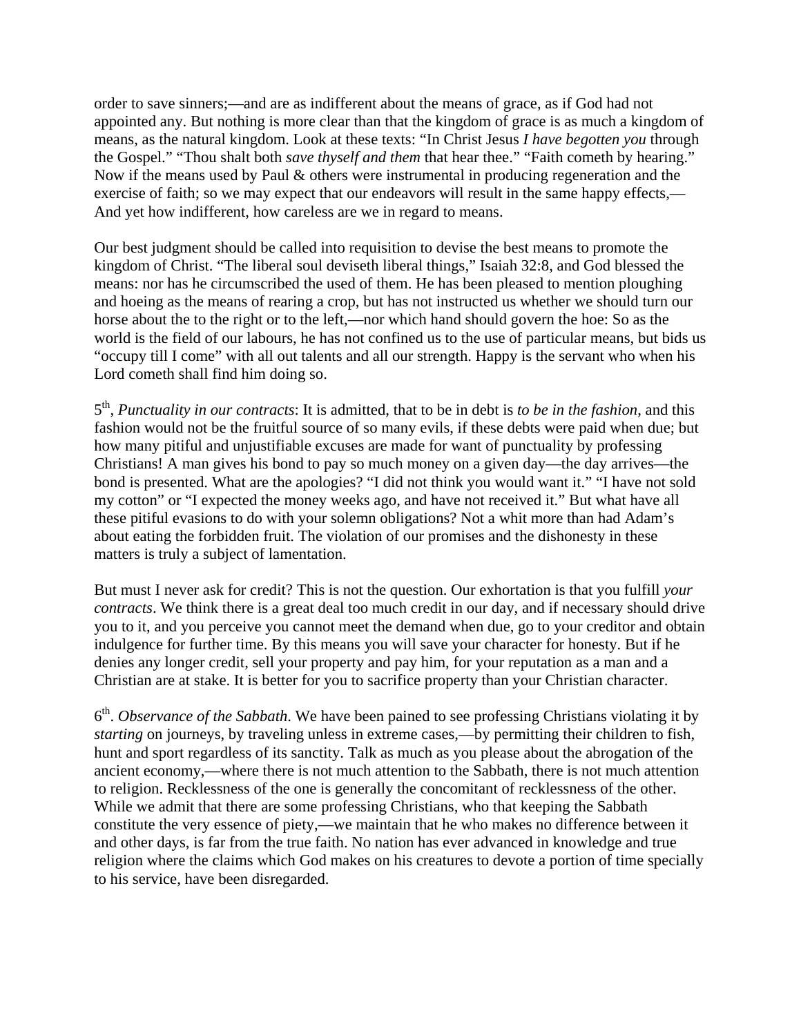order to save sinners;—and are as indifferent about the means of grace, as if God had not appointed any. But nothing is more clear than that the kingdom of grace is as much a kingdom of means, as the natural kingdom. Look at these texts: "In Christ Jesus *I have begotten you* through the Gospel." "Thou shalt both *save thyself and them* that hear thee." "Faith cometh by hearing." Now if the means used by Paul & others were instrumental in producing regeneration and the exercise of faith; so we may expect that our endeavors will result in the same happy effects,—And yet how indifferent, how careless are we in regard to means.

Our best judgment should be called into requisition to devise the best means to promote the kingdom of Christ. "The liberal soul deviseth liberal things," Isaiah 32:8, and God blessed the means: nor has he circumscribed the used of them. He has been pleased to mention ploughing and hoeing as the means of rearing a crop, but has not instructed us whether we should turn our horse about the to the right or to the left,—nor which hand should govern the hoe: So as the world is the field of our labours, he has not confined us to the use of particular means, but bids us "occupy till I come" with all out talents and all our strength. Happy is the servant who when his Lord cometh shall find him doing so.

5th, *Punctuality in our contracts*: It is admitted, that to be in debt is *to be in the fashion*, and this fashion would not be the fruitful source of so many evils, if these debts were paid when due; but how many pitiful and unjustifiable excuses are made for want of punctuality by professing Christians! A man gives his bond to pay so much money on a given day—the day arrives—the bond is presented. What are the apologies? "I did not think you would want it." "I have not sold my cotton" or "I expected the money weeks ago, and have not received it." But what have all these pitiful evasions to do with your solemn obligations? Not a whit more than had Adam's about eating the forbidden fruit. The violation of our promises and the dishonesty in these matters is truly a subject of lamentation.

But must I never ask for credit? This is not the question. Our exhortation is that you fulfill *your contracts*. We think there is a great deal too much credit in our day, and if necessary should drive you to it, and you perceive you cannot meet the demand when due, go to your creditor and obtain indulgence for further time. By this means you will save your character for honesty. But if he denies any longer credit, sell your property and pay him, for your reputation as a man and a Christian are at stake. It is better for you to sacrifice property than your Christian character.

6th. *Observance of the Sabbath*. We have been pained to see professing Christians violating it by *starting* on journeys, by traveling unless in extreme cases,—by permitting their children to fish, hunt and sport regardless of its sanctity. Talk as much as you please about the abrogation of the ancient economy,—where there is not much attention to the Sabbath, there is not much attention to religion. Recklessness of the one is generally the concomitant of recklessness of the other. While we admit that there are some professing Christians, who that keeping the Sabbath constitute the very essence of piety,—we maintain that he who makes no difference between it and other days, is far from the true faith. No nation has ever advanced in knowledge and true religion where the claims which God makes on his creatures to devote a portion of time specially to his service, have been disregarded.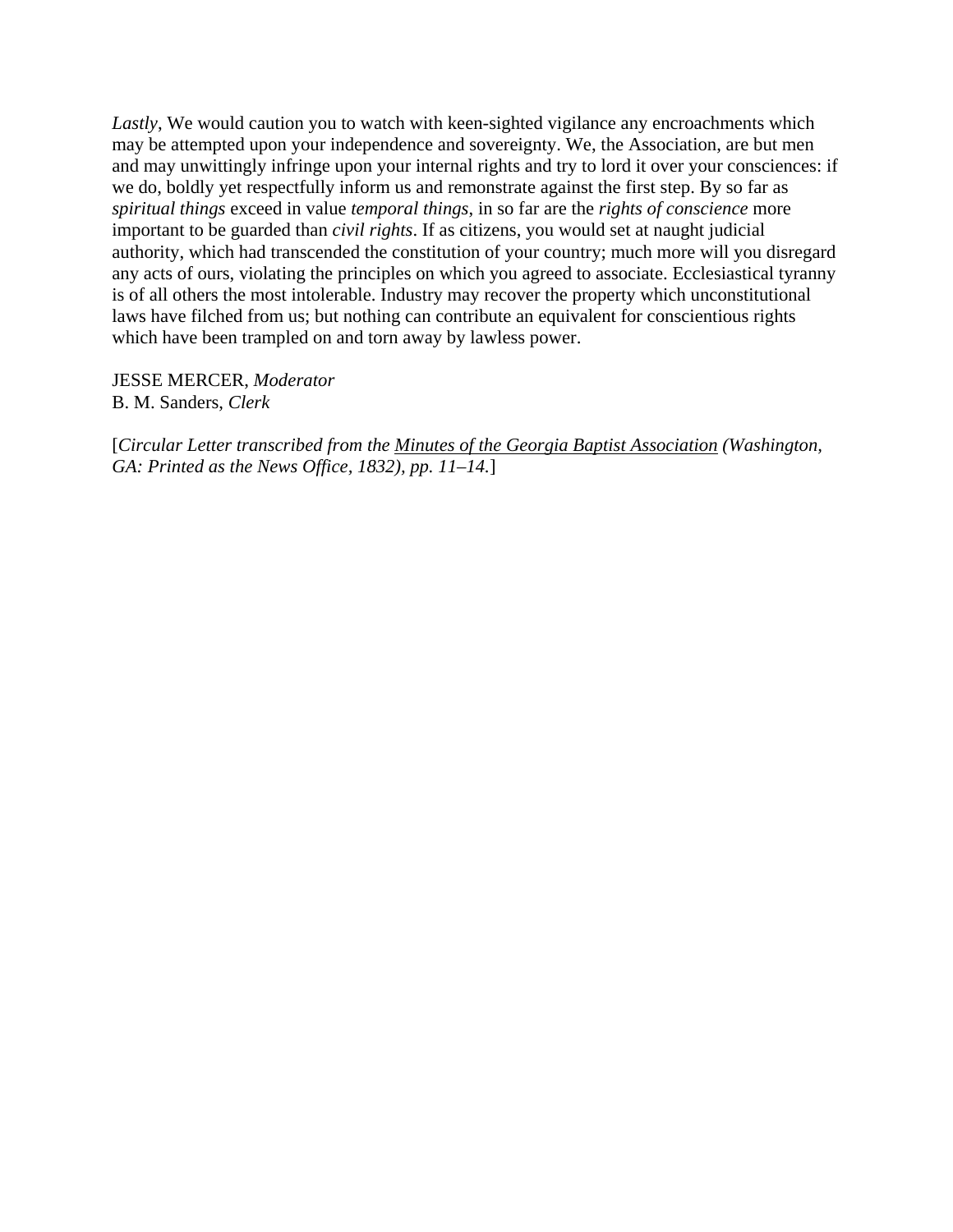*Lastly*, We would caution you to watch with keen-sighted vigilance any encroachments which may be attempted upon your independence and sovereignty. We, the Association, are but men and may unwittingly infringe upon your internal rights and try to lord it over your consciences: if we do, boldly yet respectfully inform us and remonstrate against the first step. By so far as *spiritual things* exceed in value *temporal things*, in so far are the *rights of conscience* more important to be guarded than *civil rights*. If as citizens, you would set at naught judicial authority, which had transcended the constitution of your country; much more will you disregard any acts of ours, violating the principles on which you agreed to associate. Ecclesiastical tyranny is of all others the most intolerable. Industry may recover the property which unconstitutional laws have filched from us; but nothing can contribute an equivalent for conscientious rights which have been trampled on and torn away by lawless power.

JESSE MERCER, *Moderator*
B. M. Sanders, *Clerk*

[*Circular Letter transcribed from the Minutes of the Georgia Baptist Association (Washington, GA: Printed as the News Office, 1832), pp. 11–14.*]